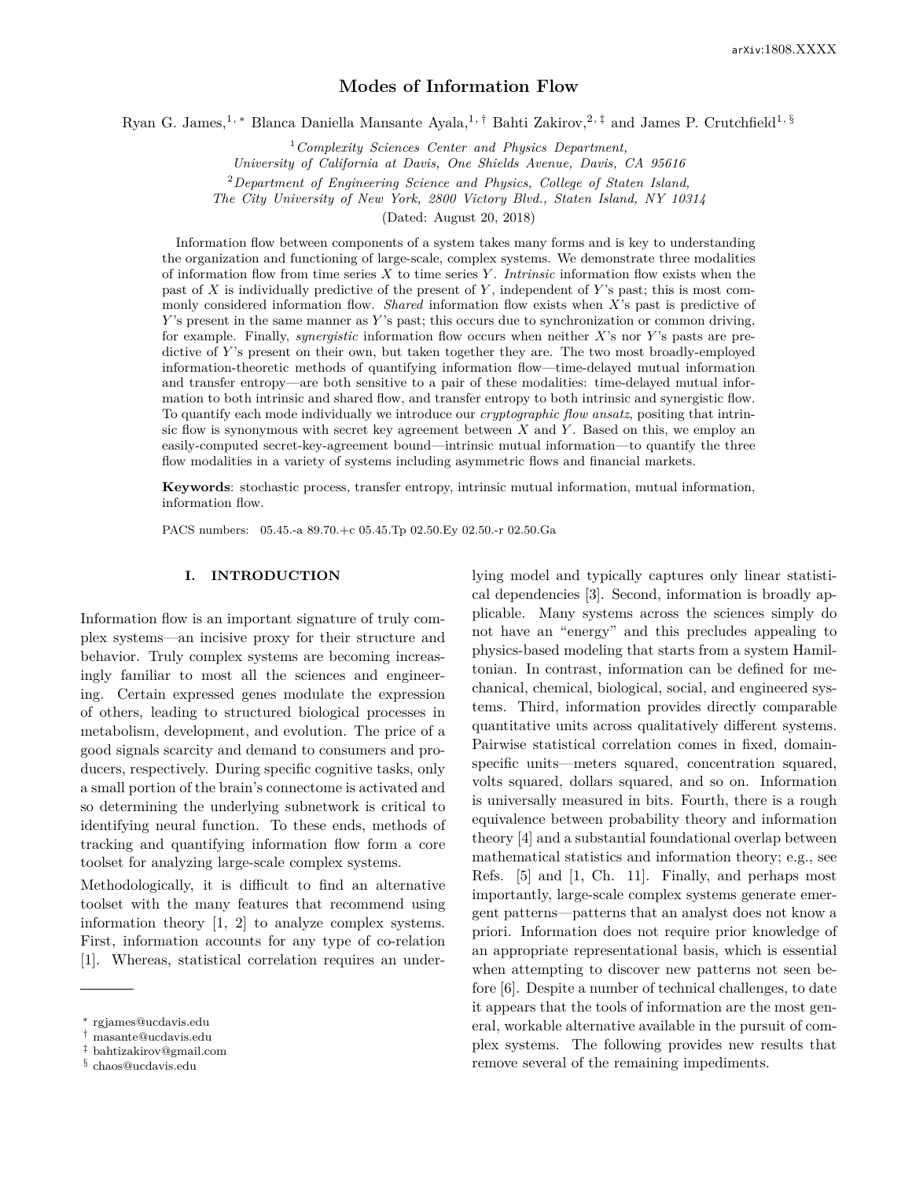# Modes of Information Flow

Ryan G. James,[1,*] Blanca Daniella Mansante Ayala,[1,†] Bahti Zakirov,[2,‡] and James P. Crutchfield[1,§]

[1] *Complexity Sciences Center and Physics Department, University of California at Davis, One Shields Avenue, Davis, CA 95616*

[2] *Department of Engineering Science and Physics, College of Staten Island, The City University of New York, 2800 Victory Blvd., Staten Island, NY 10314*

(Dated: August 20, 2018)

Information flow between components of a system takes many forms and is key to understanding the organization and functioning of large-scale, complex systems. We demonstrate three modalities of information flow from time series $X$ to time series $Y$. *Intrinsic* information flow exists when the past of $X$ is individually predictive of the present of $Y$, independent of $Y$'s past; this is most commonly considered information flow. *Shared* information flow exists when $X$'s past is predictive of $Y$'s present in the same manner as $Y$'s past; this occurs due to synchronization or common driving, for example. Finally, *synergistic* information flow occurs when neither $X$'s nor $Y$'s pasts are predictive of $Y$'s present on their own, but taken together they are. The two most broadly-employed information-theoretic methods of quantifying information flow—time-delayed mutual information and transfer entropy—are both sensitive to a pair of these modalities: time-delayed mutual information to both intrinsic and shared flow, and transfer entropy to both intrinsic and synergistic flow. To quantify each mode individually we introduce our *cryptographic flow ansatz*, positing that intrinsic flow is synonymous with secret key agreement between $X$ and $Y$. Based on this, we employ an easily-computed secret-key-agreement bound—intrinsic mutual information—to quantify the three flow modalities in a variety of systems including asymmetric flows and financial markets.

**Keywords**: stochastic process, transfer entropy, intrinsic mutual information, mutual information, information flow.

PACS numbers: 05.45.-a 89.70.+c 05.45.Tp 02.50.Ey 02.50.-r 02.50.Ga

## I. INTRODUCTION

Information flow is an important signature of truly complex systems—an incisive proxy for their structure and behavior. Truly complex systems are becoming increasingly familiar to most all the sciences and engineering. Certain expressed genes modulate the expression of others, leading to structured biological processes in metabolism, development, and evolution. The price of a good signals scarcity and demand to consumers and producers, respectively. During specific cognitive tasks, only a small portion of the brain's connectome is activated and so determining the underlying subnetwork is critical to identifying neural function. To these ends, methods of tracking and quantifying information flow form a core toolset for analyzing large-scale complex systems.

Methodologically, it is difficult to find an alternative toolset with the many features that recommend using information theory [1, 2] to analyze complex systems. First, information accounts for any type of co-relation [1]. Whereas, statistical correlation requires an underlying model and typically captures only linear statistical dependencies [3]. Second, information is broadly applicable. Many systems across the sciences simply do not have an "energy" and this precludes appealing to physics-based modeling that starts from a system Hamiltonian. In contrast, information can be defined for mechanical, chemical, biological, social, and engineered systems. Third, information provides directly comparable quantitative units across qualitatively different systems. Pairwise statistical correlation comes in fixed, domain-specific units—meters squared, concentration squared, volts squared, dollars squared, and so on. Information is universally measured in bits. Fourth, there is a rough equivalence between probability theory and information theory [4] and a substantial foundational overlap between mathematical statistics and information theory; e.g., see Refs. [5] and [1, Ch. 11]. Finally, and perhaps most importantly, large-scale complex systems generate emergent patterns—patterns that an analyst does not know a priori. Information does not require prior knowledge of an appropriate representational basis, which is essential when attempting to discover new patterns not seen before [6]. Despite a number of technical challenges, to date it appears that the tools of information are the most general, workable alternative available in the pursuit of complex systems. The following provides new results that remove several of the remaining impediments.

---

[*] rgjames@ucdavis.edu
[†] masante@ucdavis.edu
[‡] bahtizakirov@gmail.com
[§] chaos@ucdavis.edu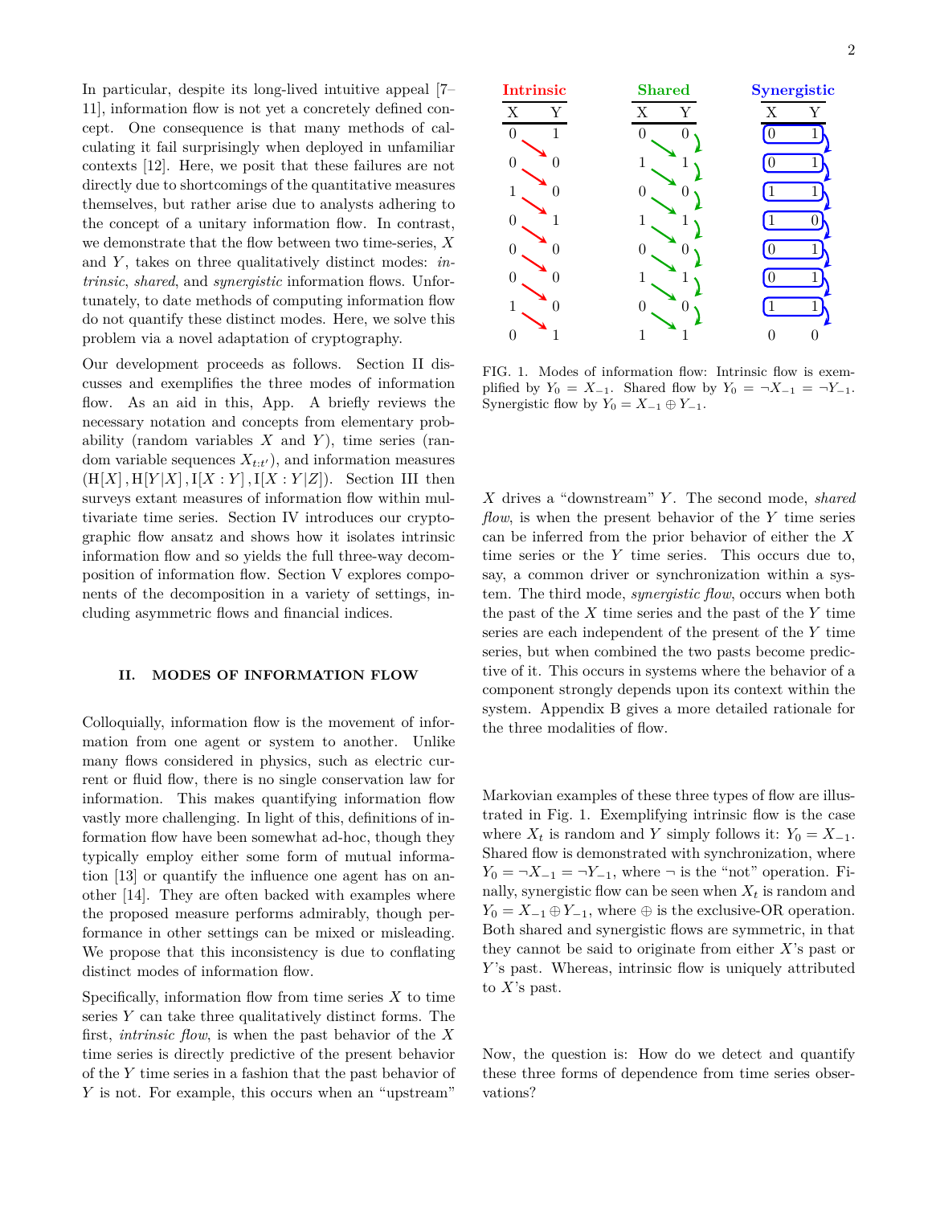In particular, despite its long-lived intuitive appeal [7–11], information flow is not yet a concretely defined concept. One consequence is that many methods of calculating it fail surprisingly when deployed in unfamiliar contexts [12]. Here, we posit that these failures are not directly due to shortcomings of the quantitative measures themselves, but rather arise due to analysts adhering to the concept of a unitary information flow. In contrast, we demonstrate that the flow between two time-series, $X$ and $Y$, takes on three qualitatively distinct modes: *intrinsic*, *shared*, and *synergistic* information flows. Unfortunately, to date methods of computing information flow do not quantify these distinct modes. Here, we solve this problem via a novel adaptation of cryptography.

Our development proceeds as follows. Section II discusses and exemplifies the three modes of information flow. As an aid in this, App. A briefly reviews the necessary notation and concepts from elementary probability (random variables $X$ and $Y$), time series (random variable sequences $X_{t:t'}$), and information measures ($\mathrm{H}[X]$, $\mathrm{H}[Y|X]$, $\mathrm{I}[X:Y]$, $\mathrm{I}[X:Y|Z]$). Section III then surveys extant measures of information flow within multivariate time series. Section IV introduces our cryptographic flow ansatz and shows how it isolates intrinsic information flow and so yields the full three-way decomposition of information flow. Section V explores components of the decomposition in a variety of settings, including asymmetric flows and financial indices.

## II. MODES OF INFORMATION FLOW

Colloquially, information flow is the movement of information from one agent or system to another. Unlike many flows considered in physics, such as electric current or fluid flow, there is no single conservation law for information. This makes quantifying information flow vastly more challenging. In light of this, definitions of information flow have been somewhat ad-hoc, though they typically employ either some form of mutual information [13] or quantify the influence one agent has on another [14]. They are often backed with examples where the proposed measure performs admirably, though performance in other settings can be mixed or misleading. We propose that this inconsistency is due to conflating distinct modes of information flow.

Specifically, information flow from time series $X$ to time series $Y$ can take three qualitatively distinct forms. The first, *intrinsic flow*, is when the past behavior of the $X$ time series is directly predictive of the present behavior of the $Y$ time series in a fashion that the past behavior of $Y$ is not. For example, this occurs when an "upstream" $X$ drives a "downstream" $Y$. The second mode, *shared flow*, is when the present behavior of the $Y$ time series can be inferred from the prior behavior of either the $X$ time series or the $Y$ time series. This occurs due to, say, a common driver or synchronization within a system. The third mode, *synergistic flow*, occurs when both the past of the $X$ time series and the past of the $Y$ time series are each independent of the present of the $Y$ time series, but when combined the two pasts become predictive of it. This occurs in systems where the behavior of a component strongly depends upon its context within the system. Appendix B gives a more detailed rationale for the three modalities of flow.

| Intrinsic | | Shared | | Synergistic | |
|---|---|---|---|---|---|
| X | Y | X | Y | X | Y |
| 0 | 1 | 0 | 0 | 0 | 1 |
| 0 | 0 | 1 | 1 | 0 | 1 |
| 1 | 0 | 0 | 0 | 1 | 1 |
| 0 | 1 | 1 | 1 | 1 | 0 |
| 0 | 0 | 0 | 0 | 0 | 1 |
| 0 | 0 | 1 | 1 | 0 | 1 |
| 1 | 0 | 0 | 0 | 1 | 1 |
| 0 | 1 | 1 | 1 | 0 | 0 |

FIG. 1. Modes of information flow: Intrinsic flow is exemplified by $Y_0 = X_{-1}$. Shared flow by $Y_0 = \neg X_{-1} = \neg Y_{-1}$. Synergistic flow by $Y_0 = X_{-1} \oplus Y_{-1}$.

Markovian examples of these three types of flow are illustrated in Fig. 1. Exemplifying intrinsic flow is the case where $X_t$ is random and $Y$ simply follows it: $Y_0 = X_{-1}$. Shared flow is demonstrated with synchronization, where $Y_0 = \neg X_{-1} = \neg Y_{-1}$, where $\neg$ is the "not" operation. Finally, synergistic flow can be seen when $X_t$ is random and $Y_0 = X_{-1} \oplus Y_{-1}$, where $\oplus$ is the exclusive-OR operation. Both shared and synergistic flows are symmetric, in that they cannot be said to originate from either $X$'s past or $Y$'s past. Whereas, intrinsic flow is uniquely attributed to $X$'s past.

Now, the question is: How do we detect and quantify these three forms of dependence from time series observations?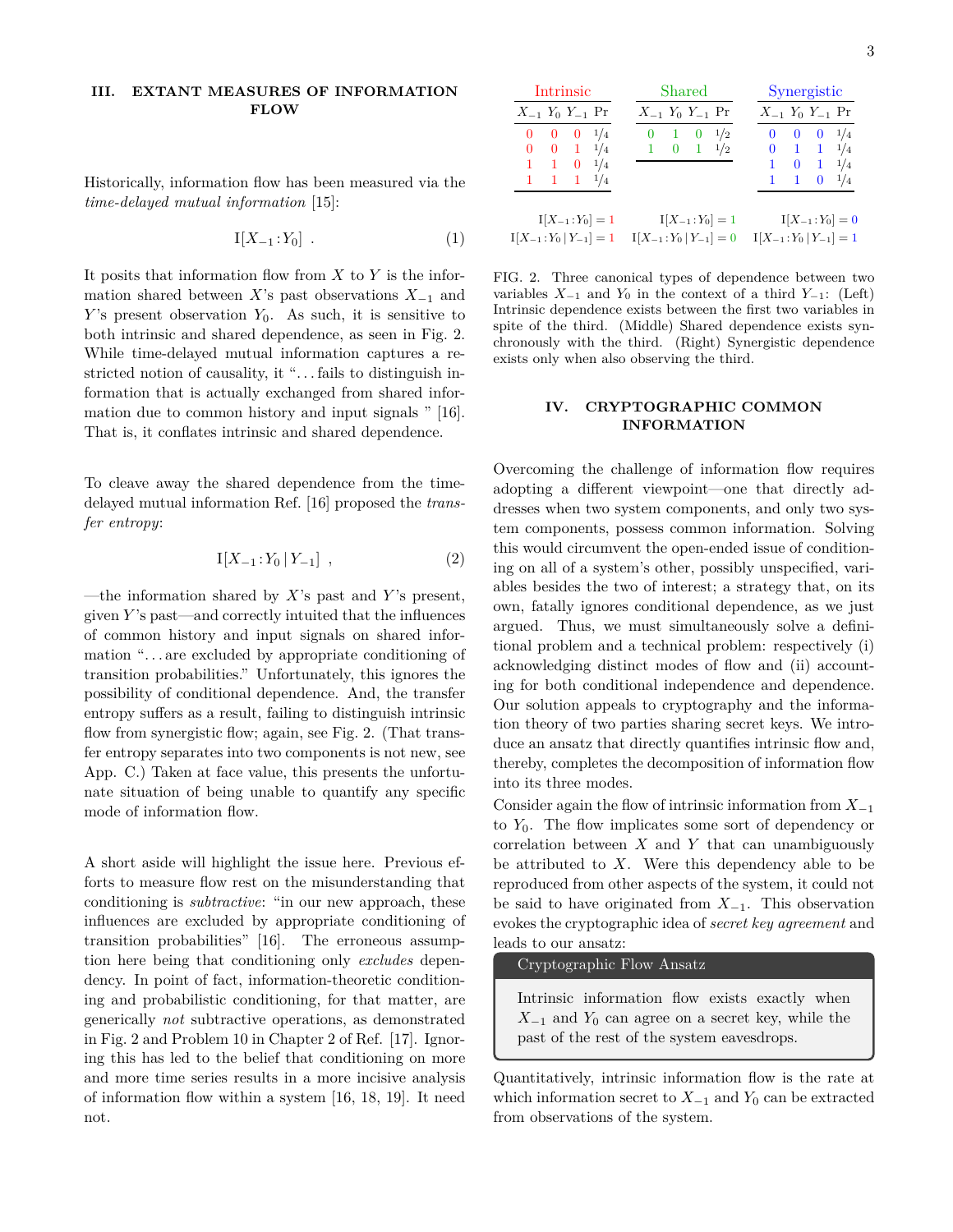## III. EXTANT MEASURES OF INFORMATION FLOW

Historically, information flow has been measured via the *time-delayed mutual information* [15]:

$$\mathrm{I}[X_{-1} : Y_0] \ . \tag{1}$$

It posits that information flow from $X$ to $Y$ is the information shared between $X$'s past observations $X_{-1}$ and $Y$'s present observation $Y_0$. As such, it is sensitive to both intrinsic and shared dependence, as seen in Fig. 2. While time-delayed mutual information captures a restricted notion of causality, it "... fails to distinguish information that is actually exchanged from shared information due to common history and input signals " [16]. That is, it conflates intrinsic and shared dependence.

To cleave away the shared dependence from the time-delayed mutual information Ref. [16] proposed the *transfer entropy*:

$$\mathrm{I}[X_{-1} : Y_0 \,|\, Y_{-1}] \ , \tag{2}$$

—the information shared by $X$'s past and $Y$'s present, given $Y$'s past—and correctly intuited that the influences of common history and input signals on shared information "... are excluded by appropriate conditioning of transition probabilities." Unfortunately, this ignores the possibility of conditional dependence. And, the transfer entropy suffers as a result, failing to distinguish intrinsic flow from synergistic flow; again, see Fig. 2. (That transfer entropy separates into two components is not new, see App. C.) Taken at face value, this presents the unfortunate situation of being unable to quantify any specific mode of information flow.

A short aside will highlight the issue here. Previous efforts to measure flow rest on the misunderstanding that conditioning is *subtractive*: "in our new approach, these influences are excluded by appropriate conditioning of transition probabilities" [16]. The erroneous assumption here being that conditioning only *excludes* dependency. In point of fact, information-theoretic conditioning and probabilistic conditioning, for that matter, are generically *not* subtractive operations, as demonstrated in Fig. 2 and Problem 10 in Chapter 2 of Ref. [17]. Ignoring this has led to the belief that conditioning on more and more time series results in a more incisive analysis of information flow within a system [16, 18, 19]. It need not.

**Intrinsic**

| $X_{-1}$ | $Y_0$ | $Y_{-1}$ | Pr |
|---|---|---|---|
| 0 | 0 | 0 | 1/4 |
| 0 | 0 | 1 | 1/4 |
| 1 | 1 | 0 | 1/4 |
| 1 | 1 | 1 | 1/4 |

$\mathrm{I}[X_{-1} : Y_0] = 1$

$\mathrm{I}[X_{-1} : Y_0 \,|\, Y_{-1}] = 1$

**Shared**

| $X_{-1}$ | $Y_0$ | $Y_{-1}$ | Pr |
|---|---|---|---|
| 0 | 1 | 0 | 1/2 |
| 1 | 0 | 1 | 1/2 |

$\mathrm{I}[X_{-1} : Y_0] = 1$

$\mathrm{I}[X_{-1} : Y_0 \,|\, Y_{-1}] = 0$

**Synergistic**

| $X_{-1}$ | $Y_0$ | $Y_{-1}$ | Pr |
|---|---|---|---|
| 0 | 0 | 0 | 1/4 |
| 0 | 1 | 1 | 1/4 |
| 1 | 0 | 1 | 1/4 |
| 1 | 1 | 0 | 1/4 |

$\mathrm{I}[X_{-1} : Y_0] = 0$

$\mathrm{I}[X_{-1} : Y_0 \,|\, Y_{-1}] = 1$

FIG. 2. Three canonical types of dependence between two variables $X_{-1}$ and $Y_0$ in the context of a third $Y_{-1}$: (Left) Intrinsic dependence exists between the first two variables in spite of the third. (Middle) Shared dependence exists synchronously with the third. (Right) Synergistic dependence exists only when also observing the third.

## IV. CRYPTOGRAPHIC COMMON INFORMATION

Overcoming the challenge of information flow requires adopting a different viewpoint—one that directly addresses when two system components, and only two system components, possess common information. Solving this would circumvent the open-ended issue of conditioning on all of a system's other, possibly unspecified, variables besides the two of interest; a strategy that, on its own, fatally ignores conditional dependence, as we just argued. Thus, we must simultaneously solve a definitional problem and a technical problem: respectively (i) acknowledging distinct modes of flow and (ii) accounting for both conditional independence and dependence. Our solution appeals to cryptography and the information theory of two parties sharing secret keys. We introduce an ansatz that directly quantifies intrinsic flow and, thereby, completes the decomposition of information flow into its three modes.

Consider again the flow of intrinsic information from $X_{-1}$ to $Y_0$. The flow implicates some sort of dependency or correlation between $X$ and $Y$ that can unambiguously be attributed to $X$. Were this dependency able to be reproduced from other aspects of the system, it could not be said to have originated from $X_{-1}$. This observation evokes the cryptographic idea of *secret key agreement* and leads to our ansatz:

> **Cryptographic Flow Ansatz**
>
> Intrinsic information flow exists exactly when $X_{-1}$ and $Y_0$ can agree on a secret key, while the past of the rest of the system eavesdrops.

Quantitatively, intrinsic information flow is the rate at which information secret to $X_{-1}$ and $Y_0$ can be extracted from observations of the system.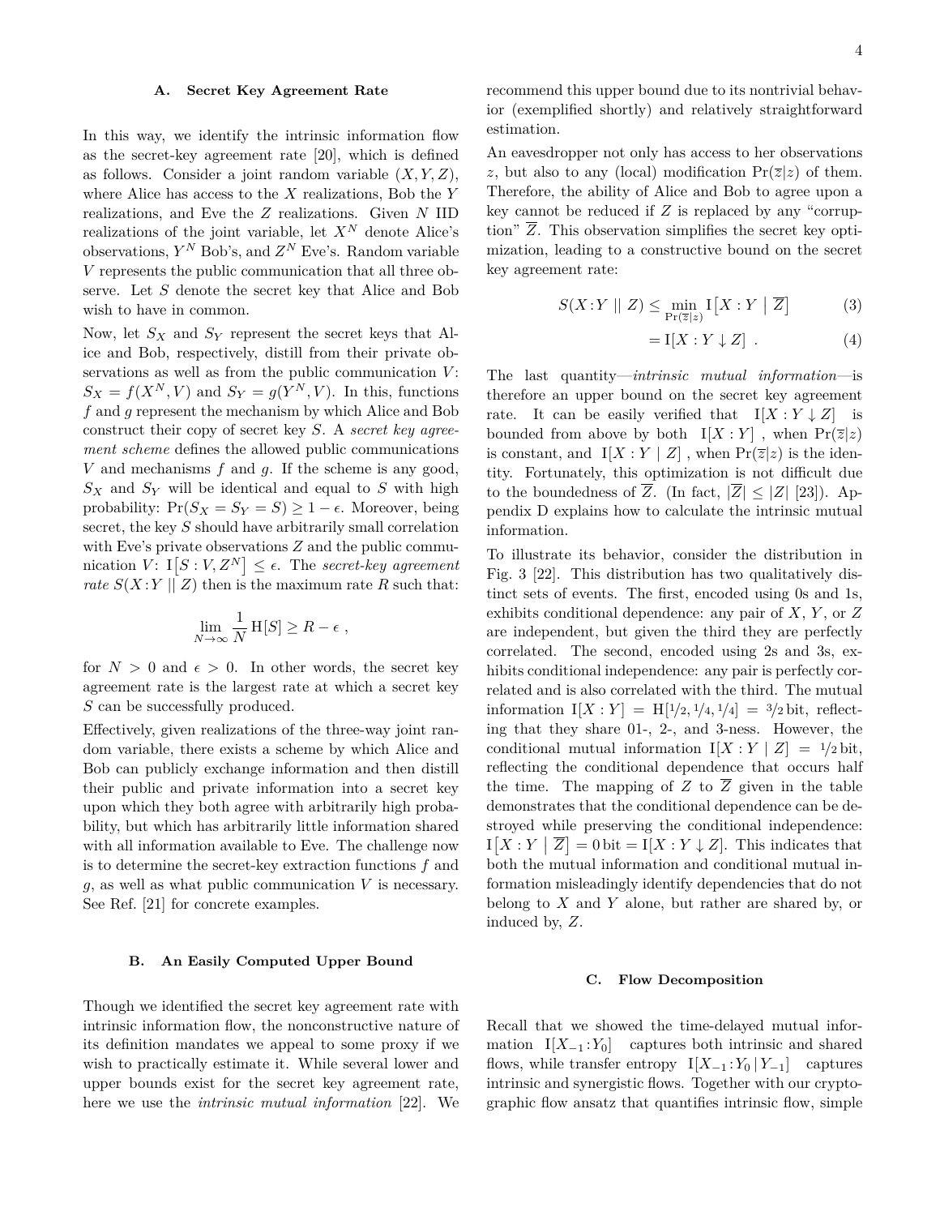### A. Secret Key Agreement Rate

In this way, we identify the intrinsic information flow as the secret-key agreement rate [20], which is defined as follows. Consider a joint random variable $(X, Y, Z)$, where Alice has access to the $X$ realizations, Bob the $Y$ realizations, and Eve the $Z$ realizations. Given $N$ IID realizations of the joint variable, let $X^N$ denote Alice's observations, $Y^N$ Bob's, and $Z^N$ Eve's. Random variable $V$ represents the public communication that all three observe. Let $S$ denote the secret key that Alice and Bob wish to have in common.

Now, let $S_X$ and $S_Y$ represent the secret keys that Alice and Bob, respectively, distill from their private observations as well as from the public communication $V$: $S_X = f(X^N, V)$ and $S_Y = g(Y^N, V)$. In this, functions $f$ and $g$ represent the mechanism by which Alice and Bob construct their copy of secret key $S$. A *secret key agreement scheme* defines the allowed public communications $V$ and mechanisms $f$ and $g$. If the scheme is any good, $S_X$ and $S_Y$ will be identical and equal to $S$ with high probability: $\Pr(S_X = S_Y = S) \geq 1 - \epsilon$. Moreover, being secret, the key $S$ should have arbitrarily small correlation with Eve's private observations $Z$ and the public communication $V$: $\mathrm{I}\big[S : V, Z^N\big] \leq \epsilon$. The *secret-key agreement rate* $S(X\!:\!Y \mid\mid Z)$ then is the maximum rate $R$ such that:

$$\lim_{N\to\infty} \frac{1}{N}\,\mathrm{H}[S] \geq R - \epsilon \ ,$$

for $N > 0$ and $\epsilon > 0$. In other words, the secret key agreement rate is the largest rate at which a secret key $S$ can be successfully produced.

Effectively, given realizations of the three-way joint random variable, there exists a scheme by which Alice and Bob can publicly exchange information and then distill their public and private information into a secret key upon which they both agree with arbitrarily high probability, but which has arbitrarily little information shared with all information available to Eve. The challenge now is to determine the secret-key extraction functions $f$ and $g$, as well as what public communication $V$ is necessary. See Ref. [21] for concrete examples.

### B. An Easily Computed Upper Bound

Though we identified the secret key agreement rate with intrinsic information flow, the nonconstructive nature of its definition mandates we appeal to some proxy if we wish to practically estimate it. While several lower and upper bounds exist for the secret key agreement rate, here we use the *intrinsic mutual information* [22]. We recommend this upper bound due to its nontrivial behavior (exemplified shortly) and relatively straightforward estimation.

An eavesdropper not only has access to her observations $z$, but also to any (local) modification $\Pr(\overline{z}|z)$ of them. Therefore, the ability of Alice and Bob to agree upon a key cannot be reduced if $Z$ is replaced by any "corruption" $\overline{Z}$. This observation simplifies the secret key optimization, leading to a constructive bound on the secret key agreement rate:

$$S(X\!:\!Y \mid\mid Z) \leq \min_{\Pr(\overline{z}|z)} \mathrm{I}\big[X : Y \mid \overline{Z}\big] \tag{3}$$

$$= \mathrm{I}[X : Y \downarrow Z] \ . \tag{4}$$

The last quantity—*intrinsic mutual information*—is therefore an upper bound on the secret key agreement rate. It can be easily verified that $\mathrm{I}[X : Y \downarrow Z]$ is bounded from above by both $\mathrm{I}[X : Y]$, when $\Pr(\overline{z}|z)$ is constant, and $\mathrm{I}[X : Y \mid Z]$, when $\Pr(\overline{z}|z)$ is the identity. Fortunately, this optimization is not difficult due to the boundedness of $\overline{Z}$. (In fact, $|\overline{Z}| \leq |Z|$ [23]). Appendix D explains how to calculate the intrinsic mutual information.

To illustrate its behavior, consider the distribution in Fig. 3 [22]. This distribution has two qualitatively distinct sets of events. The first, encoded using 0s and 1s, exhibits conditional dependence: any pair of $X$, $Y$, or $Z$ are independent, but given the third they are perfectly correlated. The second, encoded using 2s and 3s, exhibits conditional independence: any pair is perfectly correlated and is also correlated with the third. The mutual information $\mathrm{I}[X : Y] = \mathrm{H}[1/2, 1/4, 1/4] = 3/2\,\mathrm{bit}$, reflecting that they share 01-, 2-, and 3-ness. However, the conditional mutual information $\mathrm{I}[X : Y \mid Z] = 1/2\,\mathrm{bit}$, reflecting the conditional dependence that occurs half the time. The mapping of $Z$ to $\overline{Z}$ given in the table demonstrates that the conditional dependence can be destroyed while preserving the conditional independence: $\mathrm{I}\big[X : Y \mid \overline{Z}\big] = 0\,\mathrm{bit} = \mathrm{I}[X : Y \downarrow Z]$. This indicates that both the mutual information and conditional mutual information misleadingly identify dependencies that do not belong to $X$ and $Y$ alone, but rather are shared by, or induced by, $Z$.

### C. Flow Decomposition

Recall that we showed the time-delayed mutual information $\mathrm{I}[X_{-1}\!:\!Y_0]$ captures both intrinsic and shared flows, while transfer entropy $\mathrm{I}[X_{-1}\!:\!Y_0 \,|\, Y_{-1}]$ captures intrinsic and synergistic flows. Together with our cryptographic flow ansatz that quantifies intrinsic flow, simple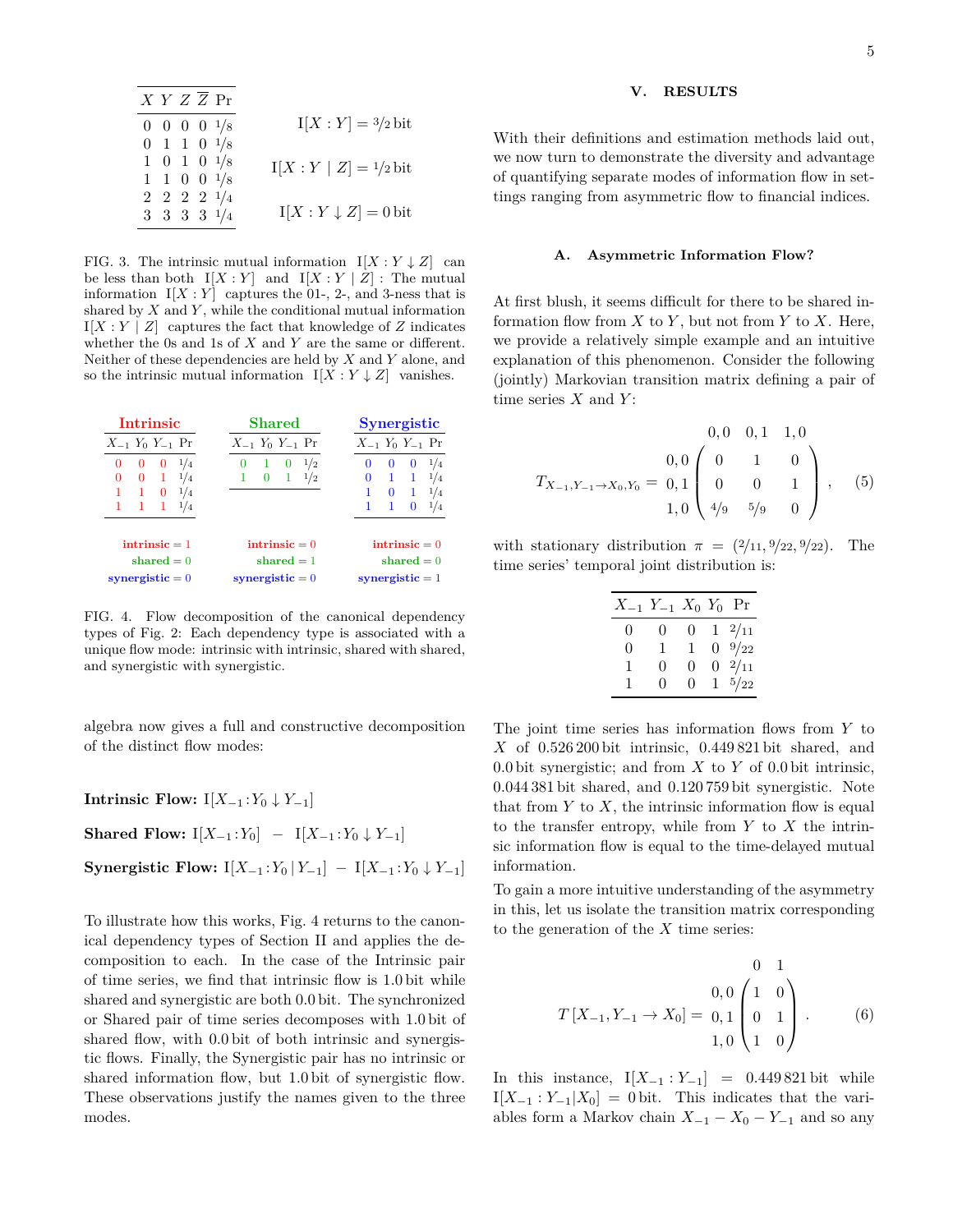| $X$ | $Y$ | $Z$ | $\overline{Z}$ | Pr |
|---|---|---|---|---|
| 0 | 0 | 0 | 0 | 1/8 |
| 0 | 1 | 1 | 0 | 1/8 |
| 1 | 0 | 1 | 0 | 1/8 |
| 1 | 1 | 0 | 0 | 1/8 |
| 2 | 2 | 2 | 2 | 1/4 |
| 3 | 3 | 3 | 3 | 1/4 |

$\mathrm{I}[X : Y] = 3/2\,\text{bit}$

$\mathrm{I}[X : Y \mid Z] = 1/2\,\text{bit}$

$\mathrm{I}[X : Y \downarrow Z] = 0\,\text{bit}$

FIG. 3. The intrinsic mutual information $\mathrm{I}[X : Y \downarrow Z]$ can be less than both $\mathrm{I}[X : Y]$ and $\mathrm{I}[X : Y \mid Z]$: The mutual information $\mathrm{I}[X : Y]$ captures the 01-, 2-, and 3-ness that is shared by $X$ and $Y$, while the conditional mutual information $\mathrm{I}[X : Y \mid Z]$ captures the fact that knowledge of $Z$ indicates whether the 0s and 1s of $X$ and $Y$ are the same or different. Neither of these dependencies are held by $X$ and $Y$ alone, and so the intrinsic mutual information $\mathrm{I}[X : Y \downarrow Z]$ vanishes.

**Intrinsic**

| $X_{-1}$ | $Y_0$ | $Y_{-1}$ | Pr |
|---|---|---|---|
| 0 | 0 | 0 | 1/4 |
| 0 | 0 | 1 | 1/4 |
| 1 | 1 | 0 | 1/4 |
| 1 | 1 | 1 | 1/4 |

intrinsic = 1
shared = 0
synergistic = 0

**Shared**

| $X_{-1}$ | $Y_0$ | $Y_{-1}$ | Pr |
|---|---|---|---|
| 0 | 1 | 0 | 1/2 |
| 1 | 0 | 1 | 1/2 |

intrinsic = 0
shared = 1
synergistic = 0

**Synergistic**

| $X_{-1}$ | $Y_0$ | $Y_{-1}$ | Pr |
|---|---|---|---|
| 0 | 0 | 0 | 1/4 |
| 0 | 1 | 1 | 1/4 |
| 1 | 0 | 1 | 1/4 |
| 1 | 1 | 0 | 1/4 |

intrinsic = 0
shared = 0
synergistic = 1

FIG. 4. Flow decomposition of the canonical dependency types of Fig. 2: Each dependency type is associated with a unique flow mode: intrinsic with intrinsic, shared with shared, and synergistic with synergistic.

algebra now gives a full and constructive decomposition of the distinct flow modes:

**Intrinsic Flow:** $\mathrm{I}[X_{-1} : Y_0 \downarrow Y_{-1}]$

**Shared Flow:** $\mathrm{I}[X_{-1} : Y_0] \; - \; \mathrm{I}[X_{-1} : Y_0 \downarrow Y_{-1}]$

**Synergistic Flow:** $\mathrm{I}[X_{-1} : Y_0 \mid Y_{-1}] \; - \; \mathrm{I}[X_{-1} : Y_0 \downarrow Y_{-1}]$

To illustrate how this works, Fig. 4 returns to the canonical dependency types of Section II and applies the decomposition to each. In the case of the Intrinsic pair of time series, we find that intrinsic flow is 1.0 bit while shared and synergistic are both 0.0 bit. The synchronized or Shared pair of time series decomposes with 1.0 bit of shared flow, with 0.0 bit of both intrinsic and synergistic flows. Finally, the Synergistic pair has no intrinsic or shared information flow, but 1.0 bit of synergistic flow. These observations justify the names given to the three modes.

## V. RESULTS

With their definitions and estimation methods laid out, we now turn to demonstrate the diversity and advantage of quantifying separate modes of information flow in settings ranging from asymmetric flow to financial indices.

### A. Asymmetric Information Flow?

At first blush, it seems difficult for there to be shared information flow from $X$ to $Y$, but not from $Y$ to $X$. Here, we provide a relatively simple example and an intuitive explanation of this phenomenon. Consider the following (jointly) Markovian transition matrix defining a pair of time series $X$ and $Y$:

$$
T_{X_{-1}, Y_{-1} \to X_0, Y_0} = \begin{array}{c} \\ 0,0 \\ 0,1 \\ 1,0 \end{array} \begin{array}{c} \begin{array}{ccc} 0,0 & 0,1 & 1,0 \end{array} \\ \begin{pmatrix} 0 & 1 & 0 \\ 0 & 0 & 1 \\ 4/9 & 5/9 & 0 \end{pmatrix} \end{array} , \qquad (5)
$$

with stationary distribution $\pi = (2/11, 9/22, 9/22)$. The time series' temporal joint distribution is:

| $X_{-1}$ | $Y_{-1}$ | $X_0$ | $Y_0$ | Pr |
|---|---|---|---|---|
| 0 | 0 | 0 | 1 | 2/11 |
| 0 | 1 | 1 | 0 | 9/22 |
| 1 | 0 | 0 | 0 | 2/11 |
| 1 | 0 | 0 | 1 | 5/22 |

The joint time series has information flows from $Y$ to $X$ of 0.526 200 bit intrinsic, 0.449 821 bit shared, and 0.0 bit synergistic; and from $X$ to $Y$ of 0.0 bit intrinsic, 0.044 381 bit shared, and 0.120 759 bit synergistic. Note that from $Y$ to $X$, the intrinsic information flow is equal to the transfer entropy, while from $Y$ to $X$ the intrinsic information flow is equal to the time-delayed mutual information.

To gain a more intuitive understanding of the asymmetry in this, let us isolate the transition matrix corresponding to the generation of the $X$ time series:

$$
T\left[X_{-1}, Y_{-1} \to X_0\right] = \begin{array}{c} \\ 0,0 \\ 0,1 \\ 1,0 \end{array} \begin{array}{c} \begin{array}{cc} 0 & 1 \end{array} \\ \begin{pmatrix} 1 & 0 \\ 0 & 1 \\ 1 & 0 \end{pmatrix} \end{array} . \qquad (6)
$$

In this instance, $\mathrm{I}[X_{-1} : Y_{-1}] = 0.449\,821\,\text{bit}$ while $\mathrm{I}[X_{-1} : Y_{-1} | X_0] = 0\,\text{bit}$. This indicates that the variables form a Markov chain $X_{-1} - X_0 - Y_{-1}$ and so any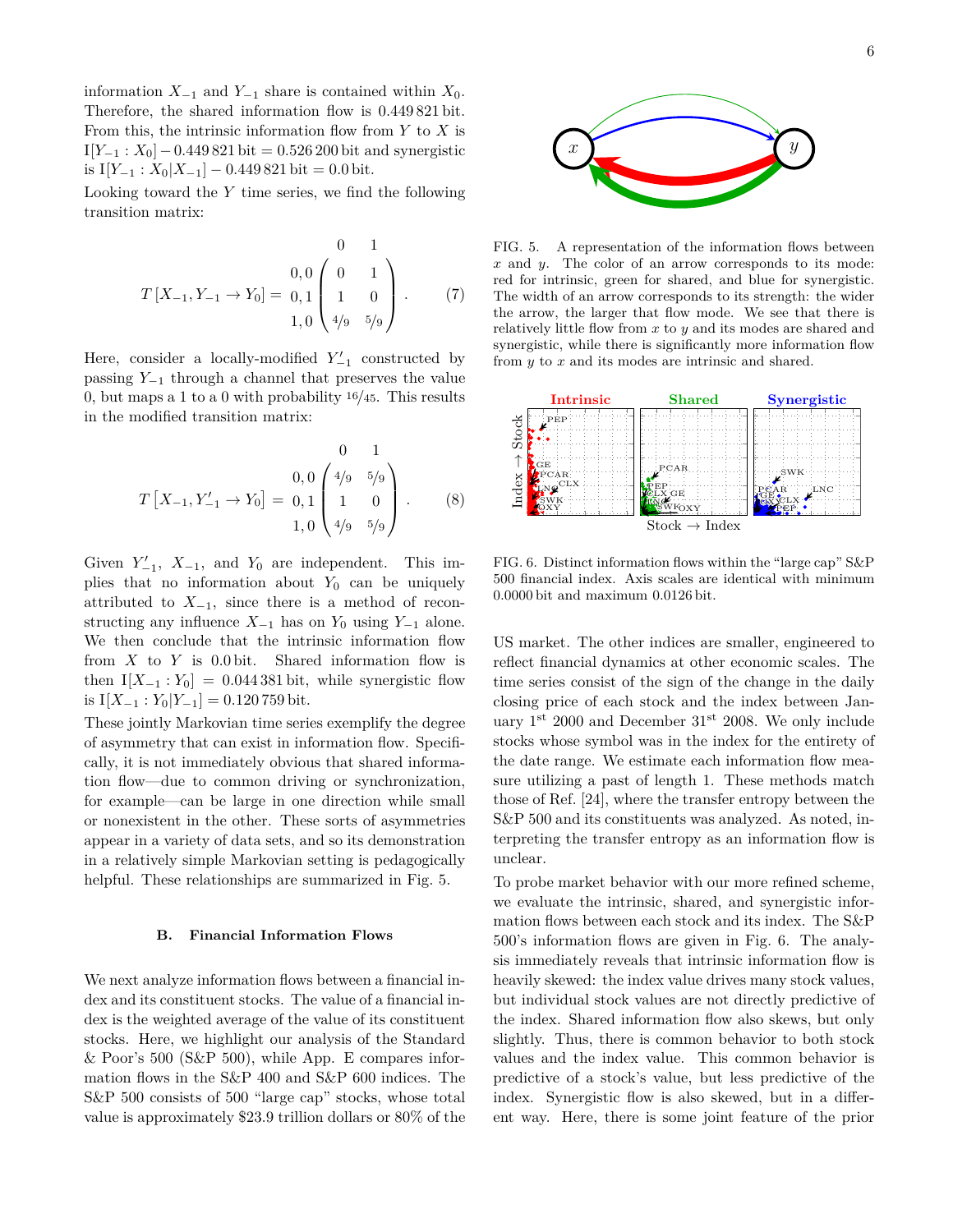information $X_{-1}$ and $Y_{-1}$ share is contained within $X_0$. Therefore, the shared information flow is 0.449 821 bit. From this, the intrinsic information flow from $Y$ to $X$ is $\mathrm{I}[Y_{-1} : X_0] - 0.449\,821\,\mathrm{bit} = 0.526\,200\,\mathrm{bit}$ and synergistic is $\mathrm{I}[Y_{-1} : X_0 | X_{-1}] - 0.449\,821\,\mathrm{bit} = 0.0\,\mathrm{bit}$.

Looking toward the $Y$ time series, we find the following transition matrix:

$$T\left[X_{-1}, Y_{-1} \to Y_0\right] = \begin{array}{c} \\ 0,0 \\ 0,1 \\ 1,0 \end{array} \begin{array}{c} \begin{array}{cc} 0 & 1 \end{array} \\ \begin{pmatrix} 0 & 1 \\ 1 & 0 \\ 4/9 & 5/9 \end{pmatrix} \end{array} . \tag{7}$$

Here, consider a locally-modified $Y'_{-1}$ constructed by passing $Y_{-1}$ through a channel that preserves the value 0, but maps a 1 to a 0 with probability $16/45$. This results in the modified transition matrix:

$$T\left[X_{-1}, Y'_{-1} \to Y_0\right] = \begin{array}{c} \\ 0,0 \\ 0,1 \\ 1,0 \end{array} \begin{array}{c} \begin{array}{cc} 0 & 1 \end{array} \\ \begin{pmatrix} 4/9 & 5/9 \\ 1 & 0 \\ 4/9 & 5/9 \end{pmatrix} \end{array} . \tag{8}$$

Given $Y'_{-1}$, $X_{-1}$, and $Y_0$ are independent. This implies that no information about $Y_0$ can be uniquely attributed to $X_{-1}$, since there is a method of reconstructing any influence $X_{-1}$ has on $Y_0$ using $Y_{-1}$ alone. We then conclude that the intrinsic information flow from $X$ to $Y$ is 0.0 bit. Shared information flow is then $\mathrm{I}[X_{-1} : Y_0] = 0.044\,381\,\mathrm{bit}$, while synergistic flow is $\mathrm{I}[X_{-1} : Y_0 | Y_{-1}] = 0.120\,759\,\mathrm{bit}$.

These jointly Markovian time series exemplify the degree of asymmetry that can exist in information flow. Specifically, it is not immediately obvious that shared information flow—due to common driving or synchronization, for example—can be large in one direction while small or nonexistent in the other. These sorts of asymmetries appear in a variety of data sets, and so its demonstration in a relatively simple Markovian setting is pedagogically helpful. These relationships are summarized in Fig. 5.

FIG. 5. A representation of the information flows between $x$ and $y$. The color of an arrow corresponds to its mode: red for intrinsic, green for shared, and blue for synergistic. The width of an arrow corresponds to its strength: the wider the arrow, the larger that flow mode. We see that there is relatively little flow from $x$ to $y$ and its modes are shared and synergistic, while there is significantly more information flow from $y$ to $x$ and its modes are intrinsic and shared.

### B. Financial Information Flows

We next analyze information flows between a financial index and its constituent stocks. The value of a financial index is the weighted average of the value of its constituent stocks. Here, we highlight our analysis of the Standard & Poor's 500 (S&P 500), while App. E compares information flows in the S&P 400 and S&P 600 indices. The S&P 500 consists of 500 "large cap" stocks, whose total value is approximately \$23.9 trillion dollars or 80% of the US market. The other indices are smaller, engineered to reflect financial dynamics at other economic scales. The time series consist of the sign of the change in the daily closing price of each stock and the index between January 1st 2000 and December 31st 2008. We only include stocks whose symbol was in the index for the entirety of the date range. We estimate each information flow measure utilizing a past of length 1. These methods match those of Ref. [24], where the transfer entropy between the S&P 500 and its constituents was analyzed. As noted, interpreting the transfer entropy as an information flow is unclear.

FIG. 6. Distinct information flows within the "large cap" S&P 500 financial index. Axis scales are identical with minimum 0.0000 bit and maximum 0.0126 bit.

To probe market behavior with our more refined scheme, we evaluate the intrinsic, shared, and synergistic information flows between each stock and its index. The S&P 500's information flows are given in Fig. 6. The analysis immediately reveals that intrinsic information flow is heavily skewed: the index value drives many stock values, but individual stock values are not directly predictive of the index. Shared information flow also skews, but only slightly. Thus, there is common behavior to both stock values and the index value. This common behavior is predictive of a stock's value, but less predictive of the index. Synergistic flow is also skewed, but in a different way. Here, there is some joint feature of the prior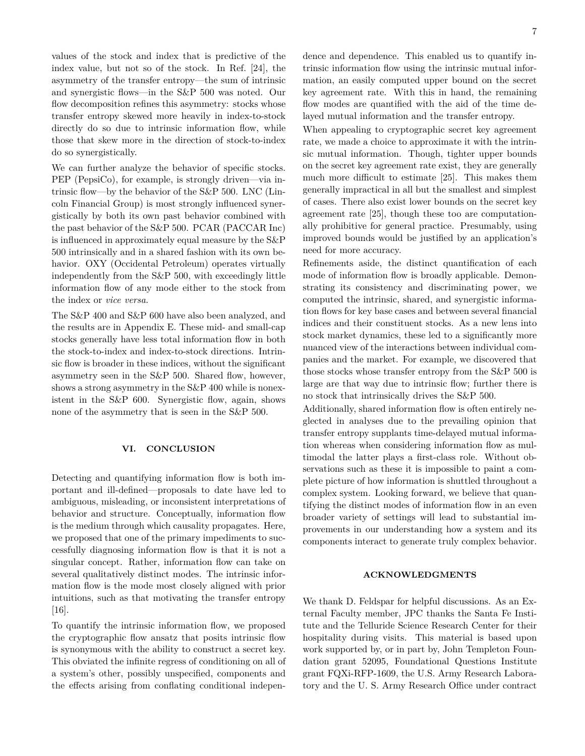values of the stock and index that is predictive of the index value, but not so of the stock. In Ref. [24], the asymmetry of the transfer entropy—the sum of intrinsic and synergistic flows—in the S&P 500 was noted. Our flow decomposition refines this asymmetry: stocks whose transfer entropy skewed more heavily in index-to-stock directly do so due to intrinsic information flow, while those that skew more in the direction of stock-to-index do so synergistically.

We can further analyze the behavior of specific stocks. PEP (PepsiCo), for example, is strongly driven—via intrinsic flow—by the behavior of the S&P 500. LNC (Lincoln Financial Group) is most strongly influenced synergistically by both its own past behavior combined with the past behavior of the S&P 500. PCAR (PACCAR Inc) is influenced in approximately equal measure by the S&P 500 intrinsically and in a shared fashion with its own behavior. OXY (Occidental Petroleum) operates virtually independently from the S&P 500, with exceedingly little information flow of any mode either to the stock from the index or *vice versa*.

The S&P 400 and S&P 600 have also been analyzed, and the results are in Appendix E. These mid- and small-cap stocks generally have less total information flow in both the stock-to-index and index-to-stock directions. Intrinsic flow is broader in these indices, without the significant asymmetry seen in the S&P 500. Shared flow, however, shows a strong asymmetry in the S&P 400 while is nonexistent in the S&P 600. Synergistic flow, again, shows none of the asymmetry that is seen in the S&P 500.

## VI. CONCLUSION

Detecting and quantifying information flow is both important and ill-defined—proposals to date have led to ambiguous, misleading, or inconsistent interpretations of behavior and structure. Conceptually, information flow is the medium through which causality propagates. Here, we proposed that one of the primary impediments to successfully diagnosing information flow is that it is not a singular concept. Rather, information flow can take on several qualitatively distinct modes. The intrinsic information flow is the mode most closely aligned with prior intuitions, such as that motivating the transfer entropy [16].

To quantify the intrinsic information flow, we proposed the cryptographic flow ansatz that posits intrinsic flow is synonymous with the ability to construct a secret key. This obviated the infinite regress of conditioning on all of a system's other, possibly unspecified, components and the effects arising from conflating conditional independence and dependence. This enabled us to quantify intrinsic information flow using the intrinsic mutual information, an easily computed upper bound on the secret key agreement rate. With this in hand, the remaining flow modes are quantified with the aid of the time delayed mutual information and the transfer entropy.

When appealing to cryptographic secret key agreement rate, we made a choice to approximate it with the intrinsic mutual information. Though, tighter upper bounds on the secret key agreement rate exist, they are generally much more difficult to estimate [25]. This makes them generally impractical in all but the smallest and simplest of cases. There also exist lower bounds on the secret key agreement rate [25], though these too are computationally prohibitive for general practice. Presumably, using improved bounds would be justified by an application's need for more accuracy.

Refinements aside, the distinct quantification of each mode of information flow is broadly applicable. Demonstrating its consistency and discriminating power, we computed the intrinsic, shared, and synergistic information flows for key base cases and between several financial indices and their constituent stocks. As a new lens into stock market dynamics, these led to a significantly more nuanced view of the interactions between individual companies and the market. For example, we discovered that those stocks whose transfer entropy from the S&P 500 is large are that way due to intrinsic flow; further there is no stock that intrinsically drives the S&P 500.

Additionally, shared information flow is often entirely neglected in analyses due to the prevailing opinion that transfer entropy supplants time-delayed mutual information whereas when considering information flow as multimodal the latter plays a first-class role. Without observations such as these it is impossible to paint a complete picture of how information is shuttled throughout a complex system. Looking forward, we believe that quantifying the distinct modes of information flow in an even broader variety of settings will lead to substantial improvements in our understanding how a system and its components interact to generate truly complex behavior.

## ACKNOWLEDGMENTS

We thank D. Feldspar for helpful discussions. As an External Faculty member, JPC thanks the Santa Fe Institute and the Telluride Science Research Center for their hospitality during visits. This material is based upon work supported by, or in part by, John Templeton Foundation grant 52095, Foundational Questions Institute grant FQXi-RFP-1609, the U.S. Army Research Laboratory and the U. S. Army Research Office under contract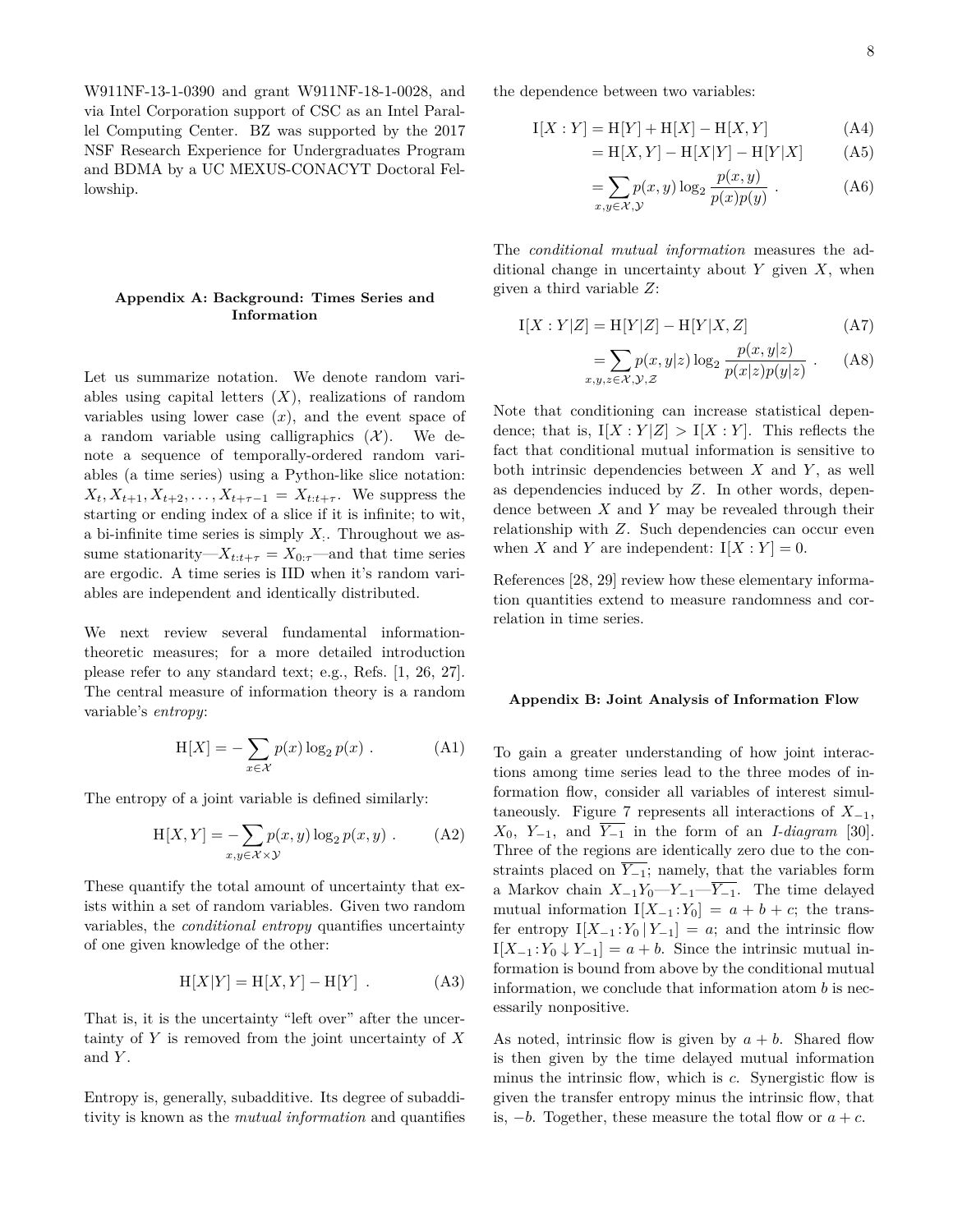W911NF-13-1-0390 and grant W911NF-18-1-0028, and via Intel Corporation support of CSC as an Intel Parallel Computing Center. BZ was supported by the 2017 NSF Research Experience for Undergraduates Program and BDMA by a UC MEXUS-CONACYT Doctoral Fellowship.

## Appendix A: Background: Times Series and Information

Let us summarize notation. We denote random variables using capital letters ($X$), realizations of random variables using lower case ($x$), and the event space of a random variable using calligraphics ($\mathcal{X}$). We denote a sequence of temporally-ordered random variables (a time series) using a Python-like slice notation: $X_t, X_{t+1}, X_{t+2}, \ldots, X_{t+\tau-1} = X_{t:t+\tau}$. We suppress the starting or ending index of a slice if it is infinite; to wit, a bi-infinite time series is simply $X_:$. Throughout we assume stationarity—$X_{t:t+\tau} = X_{0:\tau}$—and that time series are ergodic. A time series is IID when it's random variables are independent and identically distributed.

We next review several fundamental information-theoretic measures; for a more detailed introduction please refer to any standard text; e.g., Refs. [1, 26, 27]. The central measure of information theory is a random variable's *entropy*:

$$\mathrm{H}[X] = -\sum_{x \in \mathcal{X}} p(x) \log_2 p(x) \ . \tag{A1}$$

The entropy of a joint variable is defined similarly:

$$\mathrm{H}[X, Y] = -\sum_{x,y \in \mathcal{X} \times \mathcal{Y}} p(x, y) \log_2 p(x, y) \ . \tag{A2}$$

These quantify the total amount of uncertainty that exists within a set of random variables. Given two random variables, the *conditional entropy* quantifies uncertainty of one given knowledge of the other:

$$\mathrm{H}[X|Y] = \mathrm{H}[X, Y] - \mathrm{H}[Y] \ . \tag{A3}$$

That is, it is the uncertainty "left over" after the uncertainty of $Y$ is removed from the joint uncertainty of $X$ and $Y$.

Entropy is, generally, subadditive. Its degree of subadditivity is known as the *mutual information* and quantifies the dependence between two variables:

$$\begin{aligned}
\mathrm{I}[X : Y] &= \mathrm{H}[Y] + \mathrm{H}[X] - \mathrm{H}[X, Y] && \text{(A4)}\\
&= \mathrm{H}[X, Y] - \mathrm{H}[X|Y] - \mathrm{H}[Y|X] && \text{(A5)}\\
&= \sum_{x,y \in \mathcal{X},\mathcal{Y}} p(x, y) \log_2 \frac{p(x, y)}{p(x)p(y)} \ . && \text{(A6)}
\end{aligned}$$

The *conditional mutual information* measures the additional change in uncertainty about $Y$ given $X$, when given a third variable $Z$:

$$\begin{aligned}
\mathrm{I}[X : Y|Z] &= \mathrm{H}[Y|Z] - \mathrm{H}[Y|X, Z] && \text{(A7)}\\
&= \sum_{x,y,z \in \mathcal{X},\mathcal{Y},\mathcal{Z}} p(x, y|z) \log_2 \frac{p(x, y|z)}{p(x|z)p(y|z)} \ . && \text{(A8)}
\end{aligned}$$

Note that conditioning can increase statistical dependence; that is, $\mathrm{I}[X : Y|Z] > \mathrm{I}[X : Y]$. This reflects the fact that conditional mutual information is sensitive to both intrinsic dependencies between $X$ and $Y$, as well as dependencies induced by $Z$. In other words, dependence between $X$ and $Y$ may be revealed through their relationship with $Z$. Such dependencies can occur even when $X$ and $Y$ are independent: $\mathrm{I}[X : Y] = 0$.

References [28, 29] review how these elementary information quantities extend to measure randomness and correlation in time series.

## Appendix B: Joint Analysis of Information Flow

To gain a greater understanding of how joint interactions among time series lead to the three modes of information flow, consider all variables of interest simultaneously. Figure 7 represents all interactions of $X_{-1}$, $X_0$, $Y_{-1}$, and $\overline{Y_{-1}}$ in the form of an *I-diagram* [30]. Three of the regions are identically zero due to the constraints placed on $\overline{Y_{-1}}$; namely, that the variables form a Markov chain $X_{-1}Y_0$—$Y_{-1}$—$\overline{Y_{-1}}$. The time delayed mutual information $\mathrm{I}[X_{-1} : Y_0] = a + b + c$; the transfer entropy $\mathrm{I}[X_{-1} : Y_0 \,|\, Y_{-1}] = a$; and the intrinsic flow $\mathrm{I}[X_{-1} : Y_0 \downarrow Y_{-1}] = a + b$. Since the intrinsic mutual information is bound from above by the conditional mutual information, we conclude that information atom $b$ is necessarily nonpositive.

As noted, intrinsic flow is given by $a + b$. Shared flow is then given by the time delayed mutual information minus the intrinsic flow, which is $c$. Synergistic flow is given the transfer entropy minus the intrinsic flow, that is, $-b$. Together, these measure the total flow or $a + c$.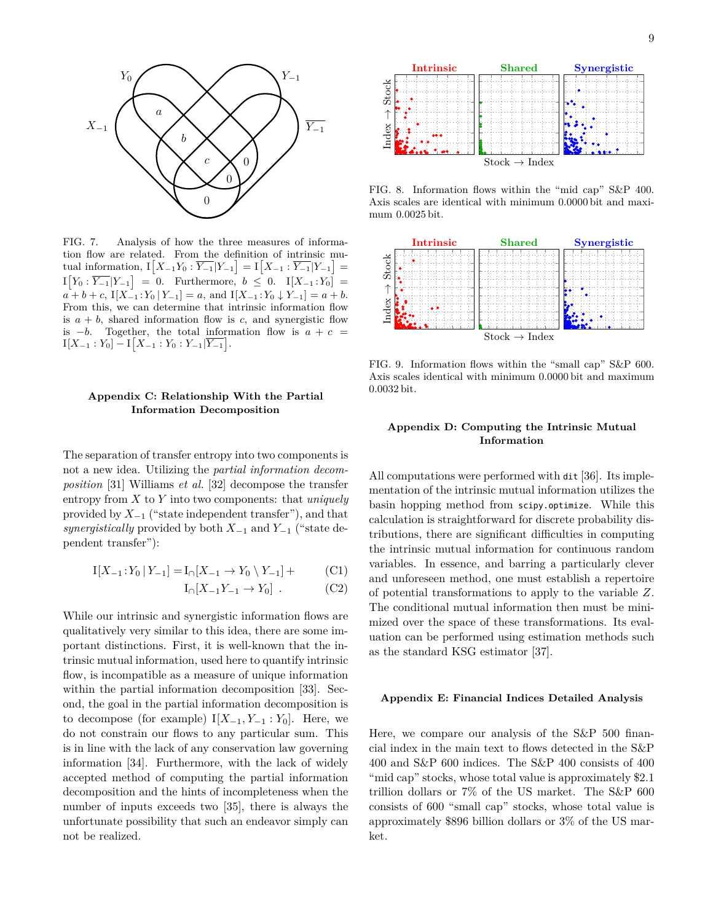FIG. 7. Analysis of how the three measures of information flow are related. From the definition of intrinsic mutual information, $\mathrm{I}\left[X_{-1}Y_0 : \overline{Y_{-1}}|Y_{-1}\right] = \mathrm{I}\left[X_{-1} : \overline{Y_{-1}}|Y_{-1}\right] = \mathrm{I}\left[Y_0 : \overline{Y_{-1}}|Y_{-1}\right] = 0$. Furthermore, $b \leq 0$. $\mathrm{I}[X_{-1} : Y_0] = a + b + c$, $\mathrm{I}[X_{-1} : Y_0 \mid Y_{-1}] = a$, and $\mathrm{I}[X_{-1} : Y_0 \downarrow Y_{-1}] = a + b$. From this, we can determine that intrinsic information flow is $a + b$, shared information flow is $c$, and synergistic flow is $-b$. Together, the total information flow is $a + c = \mathrm{I}[X_{-1} : Y_0] - \mathrm{I}\left[X_{-1} : Y_0 : Y_{-1}|\overline{Y_{-1}}\right]$.

## Appendix C: Relationship With the Partial Information Decomposition

The separation of transfer entropy into two components is not a new idea. Utilizing the *partial information decomposition* [31] Williams *et al.* [32] decompose the transfer entropy from $X$ to $Y$ into two components: that *uniquely* provided by $X_{-1}$ ("state independent transfer"), and that *synergistically* provided by both $X_{-1}$ and $Y_{-1}$ ("state dependent transfer"):

$$\mathrm{I}[X_{-1} : Y_0 \mid Y_{-1}] = \mathrm{I}_\cap[X_{-1} \to Y_0 \setminus Y_{-1}] + \qquad \text{(C1)}$$

$$\mathrm{I}_\cap[X_{-1}Y_{-1} \to Y_0] \ . \qquad \text{(C2)}$$

While our intrinsic and synergistic information flows are qualitatively very similar to this idea, there are some important distinctions. First, it is well-known that the intrinsic mutual information, used here to quantify intrinsic flow, is incompatible as a measure of unique information within the partial information decomposition [33]. Second, the goal in the partial information decomposition is to decompose (for example) $\mathrm{I}[X_{-1}, Y_{-1} : Y_0]$. Here, we do not constrain our flows to any particular sum. This is in line with the lack of any conservation law governing information [34]. Furthermore, with the lack of widely accepted method of computing the partial information decomposition and the hints of incompleteness when the number of inputs exceeds two [35], there is always the unfortunate possibility that such an endeavor simply can not be realized.

FIG. 8. Information flows within the "mid cap" S&P 400. Axis scales are identical with minimum 0.0000 bit and maximum 0.0025 bit.

FIG. 9. Information flows within the "small cap" S&P 600. Axis scales identical with minimum 0.0000 bit and maximum 0.0032 bit.

## Appendix D: Computing the Intrinsic Mutual Information

All computations were performed with `dit` [36]. Its implementation of the intrinsic mutual information utilizes the basin hopping method from `scipy.optimize`. While this calculation is straightforward for discrete probability distributions, there are significant difficulties in computing the intrinsic mutual information for continuous random variables. In essence, and barring a particularly clever and unforeseen method, one must establish a repertoire of potential transformations to apply to the variable $Z$. The conditional mutual information then must be minimized over the space of these transformations. Its evaluation can be performed using estimation methods such as the standard KSG estimator [37].

## Appendix E: Financial Indices Detailed Analysis

Here, we compare our analysis of the S&P 500 financial index in the main text to flows detected in the S&P 400 and S&P 600 indices. The S&P 400 consists of 400 "mid cap" stocks, whose total value is approximately \$2.1 trillion dollars or 7% of the US market. The S&P 600 consists of 600 "small cap" stocks, whose total value is approximately \$896 billion dollars or 3% of the US market.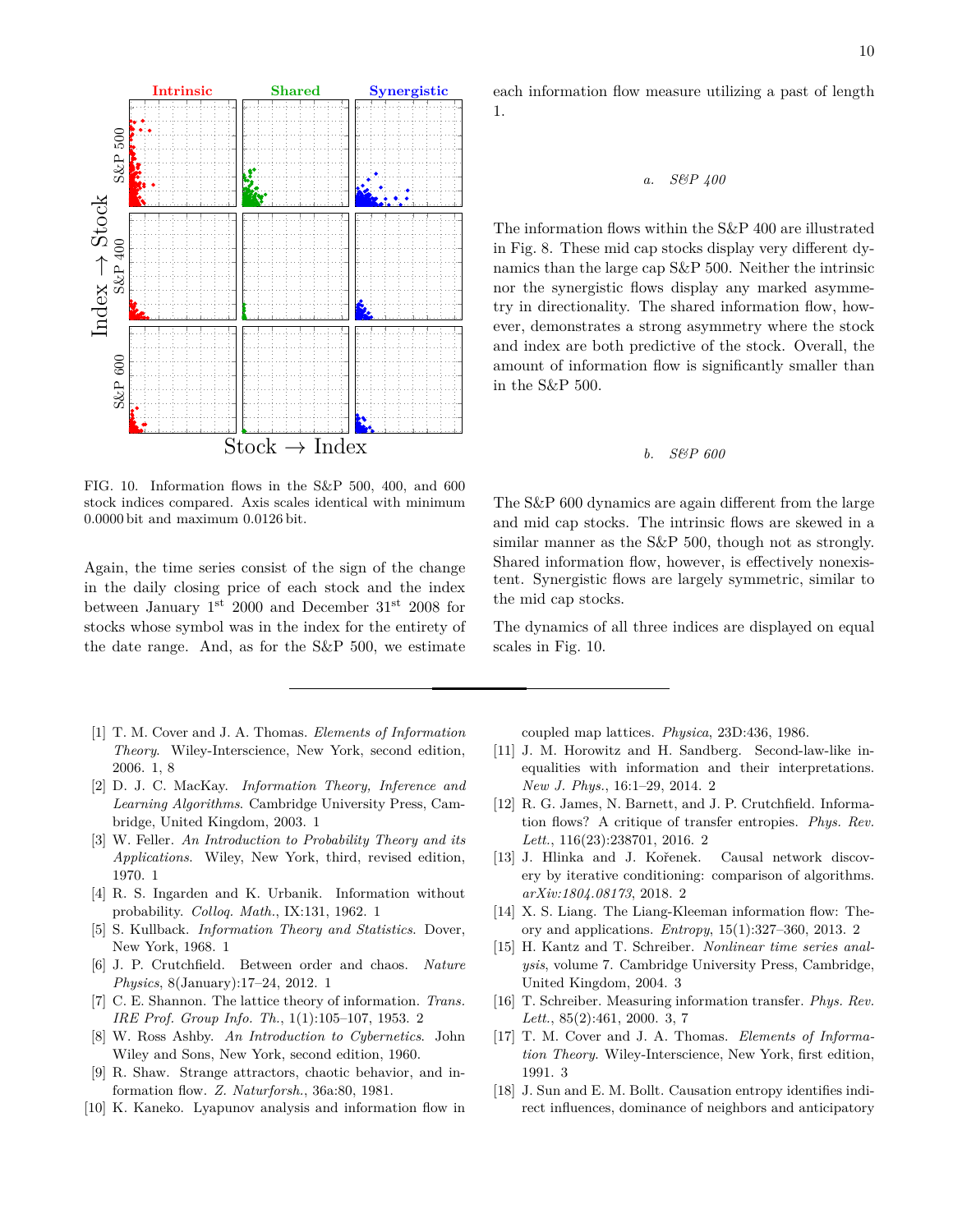FIG. 10. Information flows in the S&P 500, 400, and 600 stock indices compared. Axis scales identical with minimum 0.0000 bit and maximum 0.0126 bit.

Again, the time series consist of the sign of the change in the daily closing price of each stock and the index between January 1st 2000 and December 31st 2008 for stocks whose symbol was in the index for the entirety of the date range. And, as for the S&P 500, we estimate each information flow measure utilizing a past of length 1.

### a. *S&P 400*

The information flows within the S&P 400 are illustrated in Fig. 8. These mid cap stocks display very different dynamics than the large cap S&P 500. Neither the intrinsic nor the synergistic flows display any marked asymmetry in directionality. The shared information flow, however, demonstrates a strong asymmetry where the stock and index are both predictive of the stock. Overall, the amount of information flow is significantly smaller than in the S&P 500.

### b. *S&P 600*

The S&P 600 dynamics are again different from the large and mid cap stocks. The intrinsic flows are skewed in a similar manner as the S&P 500, though not as strongly. Shared information flow, however, is effectively nonexistent. Synergistic flows are largely symmetric, similar to the mid cap stocks.

The dynamics of all three indices are displayed on equal scales in Fig. 10.

---

[1] T. M. Cover and J. A. Thomas. *Elements of Information Theory*. Wiley-Interscience, New York, second edition, 2006. 1, 8

[2] D. J. C. MacKay. *Information Theory, Inference and Learning Algorithms*. Cambridge University Press, Cambridge, United Kingdom, 2003. 1

[3] W. Feller. *An Introduction to Probability Theory and its Applications*. Wiley, New York, third, revised edition, 1970. 1

[4] R. S. Ingarden and K. Urbanik. Information without probability. *Colloq. Math.*, IX:131, 1962. 1

[5] S. Kullback. *Information Theory and Statistics*. Dover, New York, 1968. 1

[6] J. P. Crutchfield. Between order and chaos. *Nature Physics*, 8(January):17–24, 2012. 1

[7] C. E. Shannon. The lattice theory of information. *Trans. IRE Prof. Group Info. Th.*, 1(1):105–107, 1953. 2

[8] W. Ross Ashby. *An Introduction to Cybernetics*. John Wiley and Sons, New York, second edition, 1960.

[9] R. Shaw. Strange attractors, chaotic behavior, and information flow. *Z. Naturforsh.*, 36a:80, 1981.

[10] K. Kaneko. Lyapunov analysis and information flow in coupled map lattices. *Physica*, 23D:436, 1986.

[11] J. M. Horowitz and H. Sandberg. Second-law-like inequalities with information and their interpretations. *New J. Phys.*, 16:1–29, 2014. 2

[12] R. G. James, N. Barnett, and J. P. Crutchfield. Information flows? A critique of transfer entropies. *Phys. Rev. Lett.*, 116(23):238701, 2016. 2

[13] J. Hlinka and J. Kořenek. Causal network discovery by iterative conditioning: comparison of algorithms. *arXiv:1804.08173*, 2018. 2

[14] X. S. Liang. The Liang-Kleeman information flow: Theory and applications. *Entropy*, 15(1):327–360, 2013. 2

[15] H. Kantz and T. Schreiber. *Nonlinear time series analysis*, volume 7. Cambridge University Press, Cambridge, United Kingdom, 2004. 3

[16] T. Schreiber. Measuring information transfer. *Phys. Rev. Lett.*, 85(2):461, 2000. 3, 7

[17] T. M. Cover and J. A. Thomas. *Elements of Information Theory*. Wiley-Interscience, New York, first edition, 1991. 3

[18] J. Sun and E. M. Bollt. Causation entropy identifies indirect influences, dominance of neighbors and anticipatory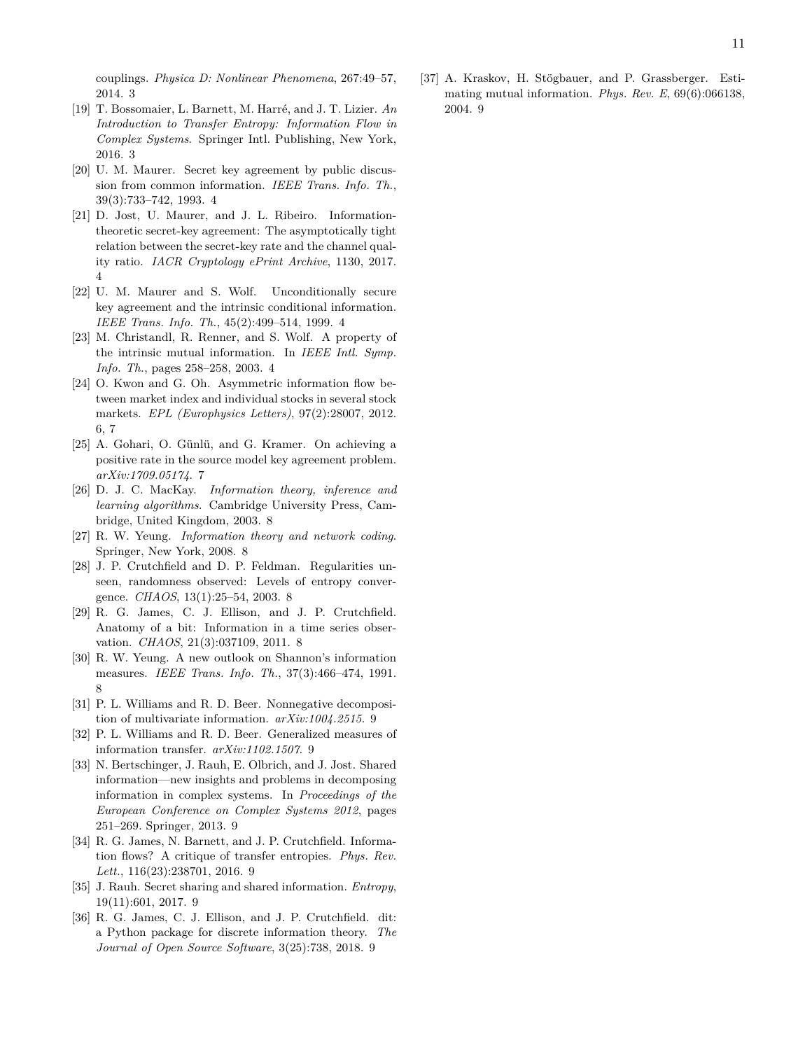couplings. *Physica D: Nonlinear Phenomena*, 267:49–57, 2014. 3

[19] T. Bossomaier, L. Barnett, M. Harré, and J. T. Lizier. *An Introduction to Transfer Entropy: Information Flow in Complex Systems*. Springer Intl. Publishing, New York, 2016. 3

[20] U. M. Maurer. Secret key agreement by public discussion from common information. *IEEE Trans. Info. Th.*, 39(3):733–742, 1993. 4

[21] D. Jost, U. Maurer, and J. L. Ribeiro. Information-theoretic secret-key agreement: The asymptotically tight relation between the secret-key rate and the channel quality ratio. *IACR Cryptology ePrint Archive*, 1130, 2017. 4

[22] U. M. Maurer and S. Wolf. Unconditionally secure key agreement and the intrinsic conditional information. *IEEE Trans. Info. Th.*, 45(2):499–514, 1999. 4

[23] M. Christandl, R. Renner, and S. Wolf. A property of the intrinsic mutual information. In *IEEE Intl. Symp. Info. Th.*, pages 258–258, 2003. 4

[24] O. Kwon and G. Oh. Asymmetric information flow between market index and individual stocks in several stock markets. *EPL (Europhysics Letters)*, 97(2):28007, 2012. 6, 7

[25] A. Gohari, O. Günlü, and G. Kramer. On achieving a positive rate in the source model key agreement problem. *arXiv:1709.05174*. 7

[26] D. J. C. MacKay. *Information theory, inference and learning algorithms*. Cambridge University Press, Cambridge, United Kingdom, 2003. 8

[27] R. W. Yeung. *Information theory and network coding*. Springer, New York, 2008. 8

[28] J. P. Crutchfield and D. P. Feldman. Regularities unseen, randomness observed: Levels of entropy convergence. *CHAOS*, 13(1):25–54, 2003. 8

[29] R. G. James, C. J. Ellison, and J. P. Crutchfield. Anatomy of a bit: Information in a time series observation. *CHAOS*, 21(3):037109, 2011. 8

[30] R. W. Yeung. A new outlook on Shannon's information measures. *IEEE Trans. Info. Th.*, 37(3):466–474, 1991. 8

[31] P. L. Williams and R. D. Beer. Nonnegative decomposition of multivariate information. *arXiv:1004.2515*. 9

[32] P. L. Williams and R. D. Beer. Generalized measures of information transfer. *arXiv:1102.1507*. 9

[33] N. Bertschinger, J. Rauh, E. Olbrich, and J. Jost. Shared information—new insights and problems in decomposing information in complex systems. In *Proceedings of the European Conference on Complex Systems 2012*, pages 251–269. Springer, 2013. 9

[34] R. G. James, N. Barnett, and J. P. Crutchfield. Information flows? A critique of transfer entropies. *Phys. Rev. Lett.*, 116(23):238701, 2016. 9

[35] J. Rauh. Secret sharing and shared information. *Entropy*, 19(11):601, 2017. 9

[36] R. G. James, C. J. Ellison, and J. P. Crutchfield. dit: a Python package for discrete information theory. *The Journal of Open Source Software*, 3(25):738, 2018. 9

[37] A. Kraskov, H. Stögbauer, and P. Grassberger. Estimating mutual information. *Phys. Rev. E*, 69(6):066138, 2004. 9